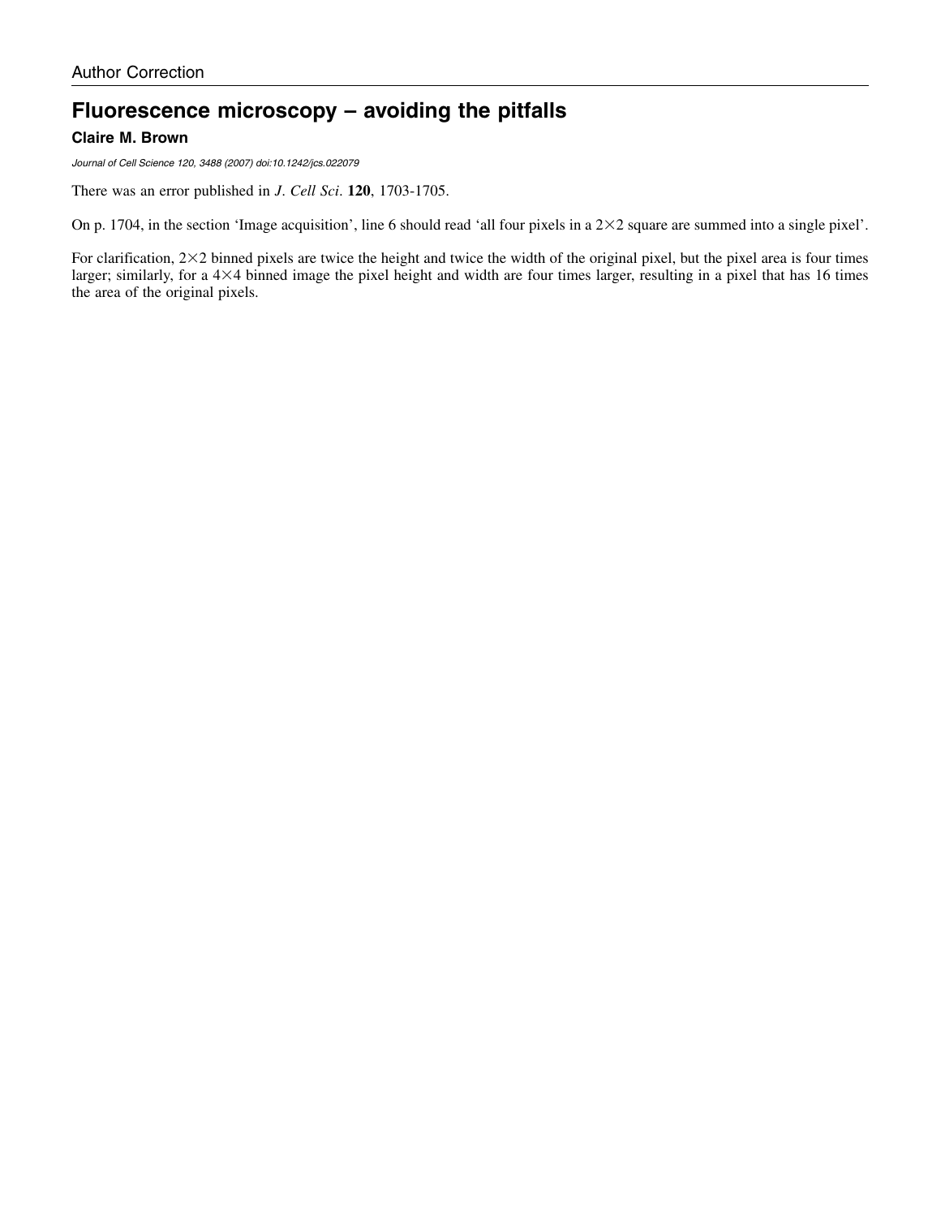Author Correction

# Fluorescence microscopy – avoiding the pitfalls

**Claire M. Brown**

*Journal of Cell Science 120, 3488 (2007) doi:10.1242/jcs.022079*

There was an error published in *J. Cell Sci.* **120**, 1703-1705.

On p. 1704, in the section 'Image acquisition', line 6 should read 'all four pixels in a 2×2 square are summed into a single pixel'.

For clarification, 2×2 binned pixels are twice the height and twice the width of the original pixel, but the pixel area is four times larger; similarly, for a 4×4 binned image the pixel height and width are four times larger, resulting in a pixel that has 16 times the area of the original pixels.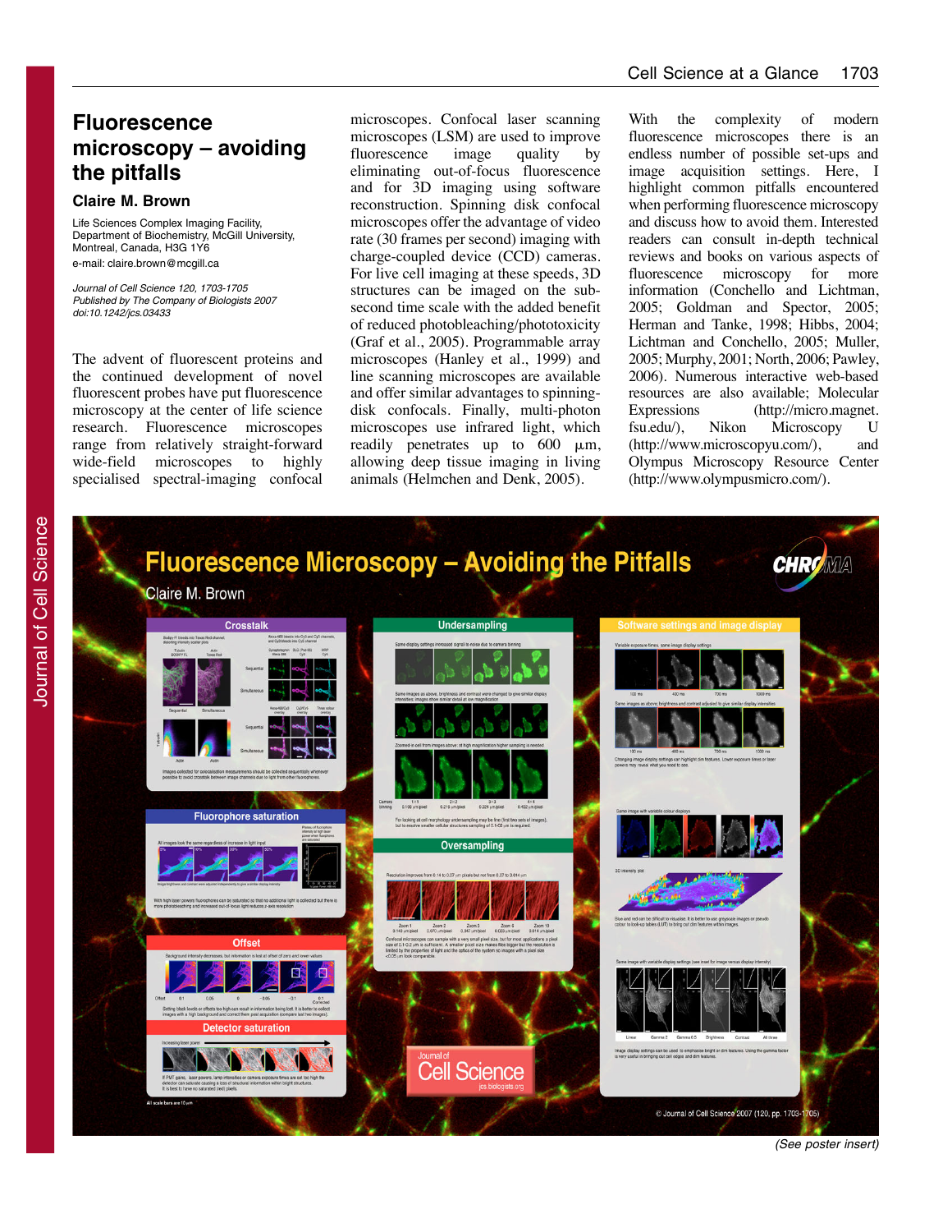# Fluorescence microscopy – avoiding the pitfalls

## Claire M. Brown

Life Sciences Complex Imaging Facility, Department of Biochemistry, McGill University, Montreal, Canada, H3G 1Y6

e-mail: claire.brown@mcgill.ca

*Journal of Cell Science 120, 1703-1705 Published by The Company of Biologists 2007 doi:10.1242/jcs.03433*

The advent of fluorescent proteins and the continued development of novel fluorescent probes have put fluorescence microscopy at the center of life science research. Fluorescence microscopes range from relatively straight-forward wide-field microscopes to highly specialised spectral-imaging confocal microscopes. Confocal laser scanning microscopes (LSM) are used to improve fluorescence image quality by eliminating out-of-focus fluorescence and for 3D imaging using software reconstruction. Spinning disk confocal microscopes offer the advantage of video rate (30 frames per second) imaging with charge-coupled device (CCD) cameras. For live cell imaging at these speeds, 3D structures can be imaged on the sub-second time scale with the added benefit of reduced photobleaching/phototoxicity (Graf et al., 2005). Programmable array microscopes (Hanley et al., 1999) and line scanning microscopes are available and offer similar advantages to spinning-disk confocals. Finally, multi-photon microscopes use infrared light, which readily penetrates up to 600 μm, allowing deep tissue imaging in living animals (Helmchen and Denk, 2005).

With the complexity of modern fluorescence microscopes there is an endless number of possible set-ups and image acquisition settings. Here, I highlight common pitfalls encountered when performing fluorescence microscopy and discuss how to avoid them. Interested readers can consult in-depth technical reviews and books on various aspects of fluorescence microscopy for more information (Conchello and Lichtman, 2005; Goldman and Spector, 2005; Herman and Tanke, 1998; Hibbs, 2004; Lichtman and Conchello, 2005; Muller, 2005; Murphy, 2001; North, 2006; Pawley, 2006). Numerous interactive web-based resources are also available; Molecular Expressions (http://micro.magnet.fsu.edu/), Nikon Microscopy U (http://www.microscopyu.com/), and Olympus Microscopy Resource Center (http://www.olympusmicro.com/).

(See poster insert)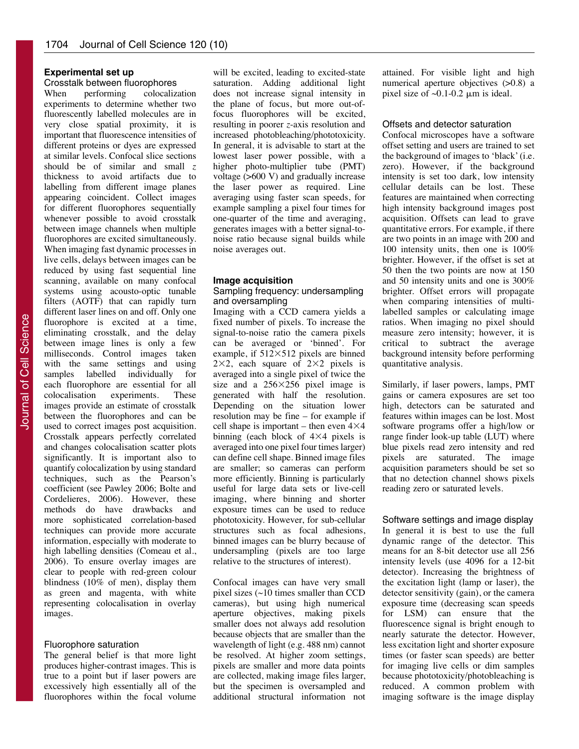## Experimental set up

### Crosstalk between fluorophores

When performing colocalization experiments to determine whether two fluorescently labelled molecules are in very close spatial proximity, it is important that fluorescence intensities of different proteins or dyes are expressed at similar levels. Confocal slice sections should be of similar and small *z* thickness to avoid artifacts due to labelling from different image planes appearing coincident. Collect images for different fluorophores sequentially whenever possible to avoid crosstalk between image channels when multiple fluorophores are excited simultaneously. When imaging fast dynamic processes in live cells, delays between images can be reduced by using fast sequential line scanning, available on many confocal systems using acousto-optic tunable filters (AOTF) that can rapidly turn different laser lines on and off. Only one fluorophore is excited at a time, eliminating crosstalk, and the delay between image lines is only a few milliseconds. Control images taken with the same settings and using samples labelled individually for each fluorophore are essential for all colocalisation experiments. These images provide an estimate of crosstalk between the fluorophores and can be used to correct images post acquisition. Crosstalk appears perfectly correlated and changes colocalisation scatter plots significantly. It is important also to quantify colocalization by using standard techniques, such as the Pearson's coefficient (see Pawley 2006; Bolte and Cordelieres, 2006). However, these methods do have drawbacks and more sophisticated correlation-based techniques can provide more accurate information, especially with moderate to high labelling densities (Comeau et al., 2006). To ensure overlay images are clear to people with red-green colour blindness (10% of men), display them as green and magenta, with white representing colocalisation in overlay images.

### Fluorophore saturation

The general belief is that more light produces higher-contrast images. This is true to a point but if laser powers are excessively high essentially all of the fluorophores within the focal volume will be excited, leading to excited-state saturation. Adding additional light does not increase signal intensity in the plane of focus, but more out-of-focus fluorophores will be excited, resulting in poorer *z*-axis resolution and increased photobleaching/phototoxicity. In general, it is advisable to start at the lowest laser power possible, with a higher photo-multiplier tube (PMT) voltage (>600 V) and gradually increase the laser power as required. Line averaging using faster scan speeds, for example sampling a pixel four times for one-quarter of the time and averaging, generates images with a better signal-to-noise ratio because signal builds while noise averages out.

## Image acquisition

### Sampling frequency: undersampling and oversampling

Imaging with a CCD camera yields a fixed number of pixels. To increase the signal-to-noise ratio the camera pixels can be averaged or 'binned'. For example, if 512×512 pixels are binned 2×2, each square of 2×2 pixels is averaged into a single pixel of twice the size and a 256×256 pixel image is generated with half the resolution. Depending on the situation lower resolution may be fine – for example if cell shape is important – then even 4×4 binning (each block of 4×4 pixels is averaged into one pixel four times larger) can define cell shape. Binned image files are smaller; so cameras can perform more efficiently. Binning is particularly useful for large data sets or live-cell imaging, where binning and shorter exposure times can be used to reduce phototoxicity. However, for sub-cellular structures such as focal adhesions, binned images can be blurry because of undersampling (pixels are too large relative to the structures of interest).

Confocal images can have very small pixel sizes (~10 times smaller than CCD cameras), but using high numerical aperture objectives, making pixels smaller does not always add resolution because objects that are smaller than the wavelength of light (e.g. 488 nm) cannot be resolved. At higher zoom settings, pixels are smaller and more data points are collected, making image files larger, but the specimen is oversampled and additional structural information not attained. For visible light and high numerical aperture objectives (>0.8) a pixel size of ~0.1-0.2 μm is ideal.

### Offsets and detector saturation

Confocal microscopes have a software offset setting and users are trained to set the background of images to 'black' (i.e. zero). However, if the background intensity is set too dark, low intensity cellular details can be lost. These features are maintained when correcting high intensity background images post acquisition. Offsets can lead to grave quantitative errors. For example, if there are two points in an image with 200 and 100 intensity units, then one is 100% brighter. However, if the offset is set at 50 then the two points are now at 150 and 50 intensity units and one is 300% brighter. Offset errors will propagate when comparing intensities of multi-labelled samples or calculating image ratios. When imaging no pixel should measure zero intensity; however, it is critical to subtract the average background intensity before performing quantitative analysis.

Similarly, if laser powers, lamps, PMT gains or camera exposures are set too high, detectors can be saturated and features within images can be lost. Most software programs offer a high/low or range finder look-up table (LUT) where blue pixels read zero intensity and red pixels are saturated. The image acquisition parameters should be set so that no detection channel shows pixels reading zero or saturated levels.

### Software settings and image display

In general it is best to use the full dynamic range of the detector. This means for an 8-bit detector use all 256 intensity levels (use 4096 for a 12-bit detector). Increasing the brightness of the excitation light (lamp or laser), the detector sensitivity (gain), or the camera exposure time (decreasing scan speeds for LSM) can ensure that the fluorescence signal is bright enough to nearly saturate the detector. However, less excitation light and shorter exposure times (or faster scan speeds) are better for imaging live cells or dim samples because phototoxicity/photobleaching is reduced. A common problem with imaging software is the image display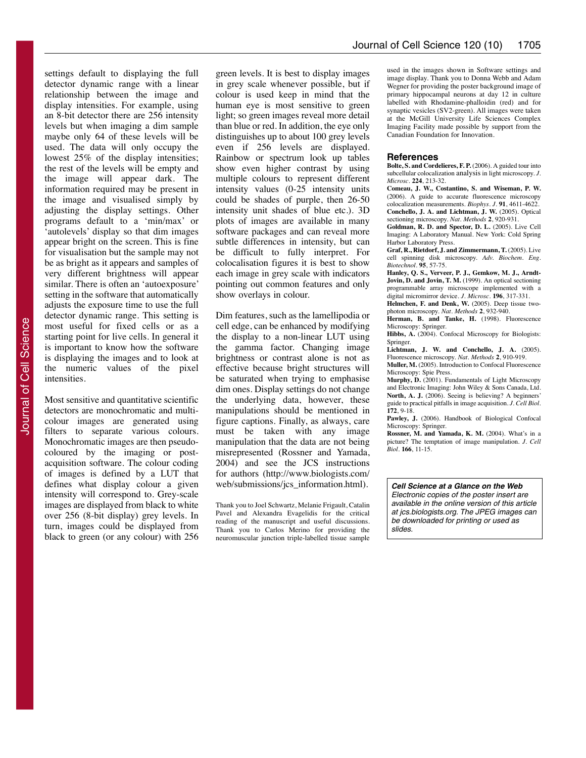settings default to displaying the full detector dynamic range with a linear relationship between the image and display intensities. For example, using an 8-bit detector there are 256 intensity levels but when imaging a dim sample maybe only 64 of these levels will be used. The data will only occupy the lowest 25% of the display intensities; the rest of the levels will be empty and the image will appear dark. The information required may be present in the image and visualised simply by adjusting the display settings. Other programs default to a 'min/max' or 'autolevels' display so that dim images appear bright on the screen. This is fine for visualisation but the sample may not be as bright as it appears and samples of very different brightness will appear similar. There is often an 'autoexposure' setting in the software that automatically adjusts the exposure time to use the full detector dynamic range. This setting is most useful for fixed cells or as a starting point for live cells. In general it is important to know how the software is displaying the images and to look at the numeric values of the pixel intensities.

Most sensitive and quantitative scientific detectors are monochromatic and multi-colour images are generated using filters to separate various colours. Monochromatic images are then pseudo-coloured by the imaging or post-acquisition software. The colour coding of images is defined by a LUT that defines what display colour a given intensity will correspond to. Grey-scale images are displayed from black to white over 256 (8-bit display) grey levels. In turn, images could be displayed from black to green (or any colour) with 256 green levels. It is best to display images in grey scale whenever possible, but if colour is used keep in mind that the human eye is most sensitive to green light; so green images reveal more detail than blue or red. In addition, the eye only distinguishes up to about 100 grey levels even if 256 levels are displayed. Rainbow or spectrum look up tables show even higher contrast by using multiple colours to represent different intensity values (0-25 intensity units could be shades of purple, then 26-50 intensity unit shades of blue etc.). 3D plots of images are available in many software packages and can reveal more subtle differences in intensity, but can be difficult to fully interpret. For colocalisation figures it is best to show each image in grey scale with indicators pointing out common features and only show overlays in colour.

Dim features, such as the lamellipodia or cell edge, can be enhanced by modifying the display to a non-linear LUT using the gamma factor. Changing image brightness or contrast alone is not as effective because bright structures will be saturated when trying to emphasise dim ones. Display settings do not change the underlying data, however, these manipulations should be mentioned in figure captions. Finally, as always, care must be taken with any image manipulation that the data are not being misrepresented (Rossner and Yamada, 2004) and see the JCS instructions for authors (http://www.biologists.com/web/submissions/jcs_information.html).

Thank you to Joel Schwartz, Melanie Frigault, Catalin Pavel and Alexandra Evagelidis for the critical reading of the manuscript and useful discussions. Thank you to Carlos Merino for providing the neuromuscular junction triple-labelled tissue sample used in the images shown in Software settings and image display. Thank you to Donna Webb and Adam Wegner for providing the poster background image of primary hippocampal neurons at day 12 in culture labelled with Rhodamine-phalloidin (red) and for synaptic vesicles (SV2-green). All images were taken at the McGill University Life Sciences Complex Imaging Facility made possible by support from the Canadian Foundation for Innovation.

## References

**Bolte, S. and Cordelieres, F. P.** (2006). A guided tour into subcellular colocalization analysis in light microscopy. *J. Microsc.* **224**, 213-32.

**Comeau, J. W., Costantino, S. and Wiseman, P. W.** (2006). A guide to accurate fluorescence microscopy colocalization measurements. *Biophys. J.* **91**, 4611-4622.

**Conchello, J. A. and Lichtman, J. W.** (2005). Optical sectioning microscopy. *Nat. Methods* **2**, 920-931.

**Goldman, R. D. and Spector, D. L.** (2005). Live Cell Imaging: A Laboratory Manual. New York: Cold Spring Harbor Laboratory Press.

**Graf, R., Rietdorf, J. and Zimmermann, T.** (2005). Live cell spinning disk microscopy. *Adv. Biochem. Eng. Biotechnol.* **95**, 57-75.

**Hanley, Q. S., Verveer, P. J., Gemkow, M. J., Arndt-Jovin, D. and Jovin, T. M.** (1999). An optical sectioning programmable array microscope implemented with a digital micromirror device. *J. Microsc.* **196**, 317-331.

**Helmchen, F. and Denk, W.** (2005). Deep tissue two-photon microscopy. *Nat. Methods* **2**, 932-940.

**Herman, B. and Tanke, H.** (1998). Fluorescence Microscopy: Springer.

**Hibbs, A.** (2004). Confocal Microscopy for Biologists: Springer.

**Lichtman, J. W. and Conchello, J. A.** (2005). Fluorescence microscopy. *Nat. Methods* **2**, 910-919.

**Muller, M.** (2005). Introduction to Confocal Fluorescence Microscopy: Spie Press.

**Murphy, D.** (2001). Fundamentals of Light Microscopy and Electronic Imaging: John Wiley & Sons Canada, Ltd.

**North, A. J.** (2006). Seeing is believing? A beginners' guide to practical pitfalls in image acquisition. *J. Cell Biol.* **172**, 9-18.

**Pawley, J.** (2006). Handbook of Biological Confocal Microscopy: Springer.

**Rossner, M. and Yamada, K. M.** (2004). What's in a picture? The temptation of image manipulation. *J. Cell Biol.* **166**, 11-15.

***Cell Science at a Glance on the Web***
*Electronic copies of the poster insert are available in the online version of this article at jcs.biologists.org. The JPEG images can be downloaded for printing or used as slides.*